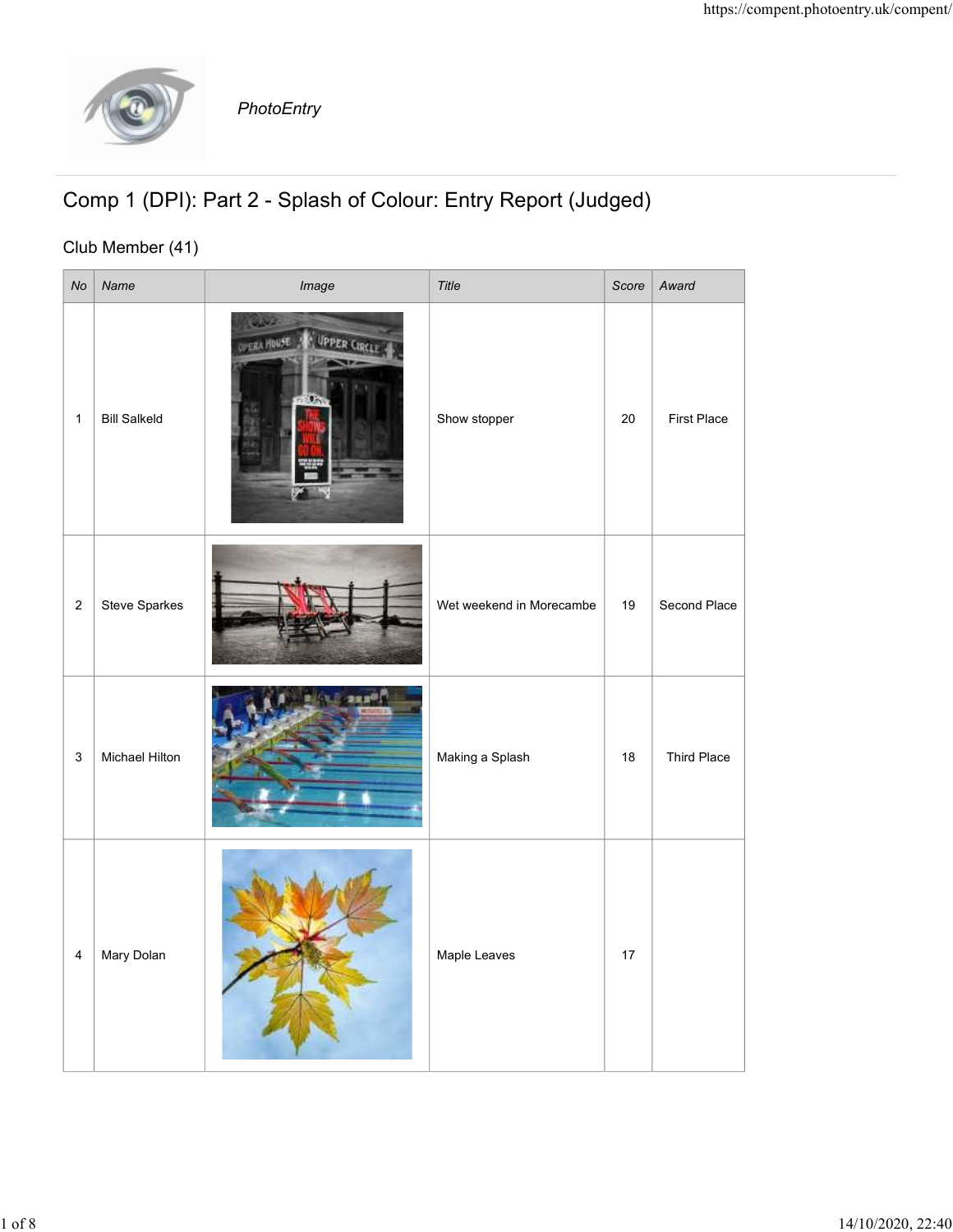PhotoEntry

# Comp 1 (DPI): Part 2 - Splash of Colour: Entry Report (Judged)

## Club Member (41)

| No | Name | Image | Title | Score | Award |
|---|---|---|---|---|---|
| 1 | Bill Salkeld | | Show stopper | 20 | First Place |
| 2 | Steve Sparkes | | Wet weekend in Morecambe | 19 | Second Place |
| 3 | Michael Hilton | | Making a Splash | 18 | Third Place |
| 4 | Mary Dolan | | Maple Leaves | 17 | |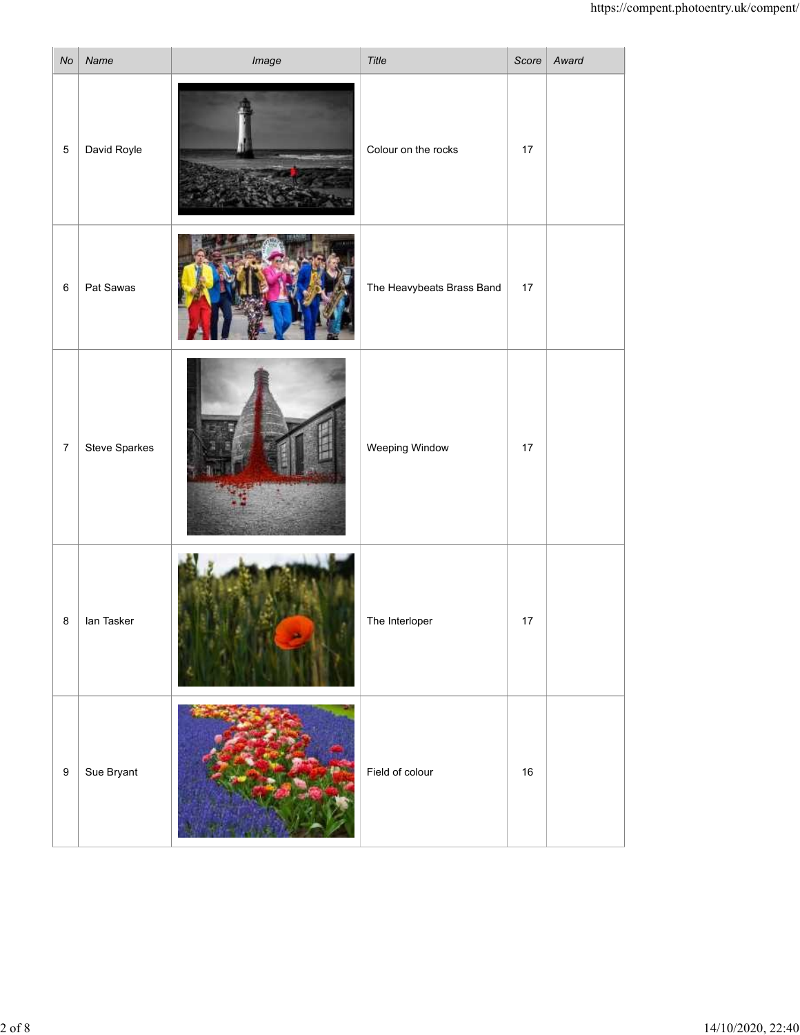| No | Name | Image | Title | Score | Award |
|---|---|---|---|---|---|
| 5 | David Royle | | Colour on the rocks | 17 | |
| 6 | Pat Sawas | | The Heavybeats Brass Band | 17 | |
| 7 | Steve Sparkes | | Weeping Window | 17 | |
| 8 | Ian Tasker | | The Interloper | 17 | |
| 9 | Sue Bryant | | Field of colour | 16 | |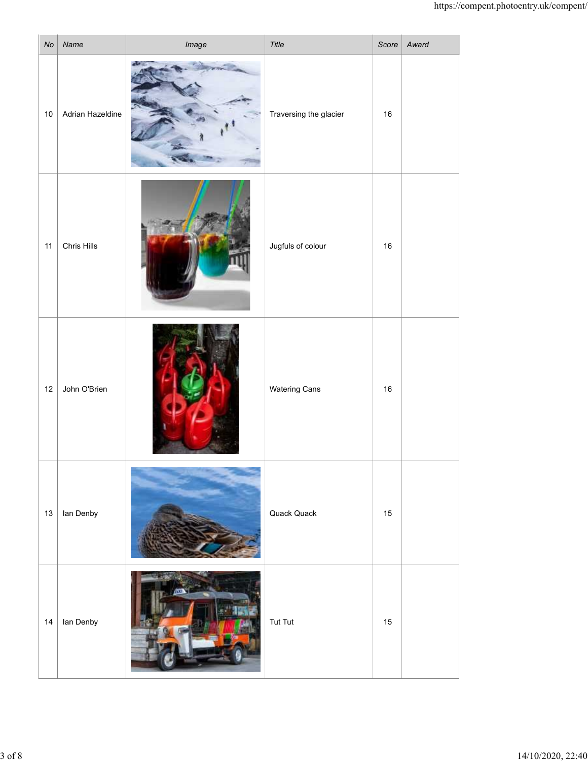| No | Name | Image | Title | Score | Award |
|---|---|---|---|---|---|
| 10 | Adrian Hazeldine | | Traversing the glacier | 16 | |
| 11 | Chris Hills | | Jugfuls of colour | 16 | |
| 12 | John O'Brien | | Watering Cans | 16 | |
| 13 | Ian Denby | | Quack Quack | 15 | |
| 14 | Ian Denby | | Tut Tut | 15 | |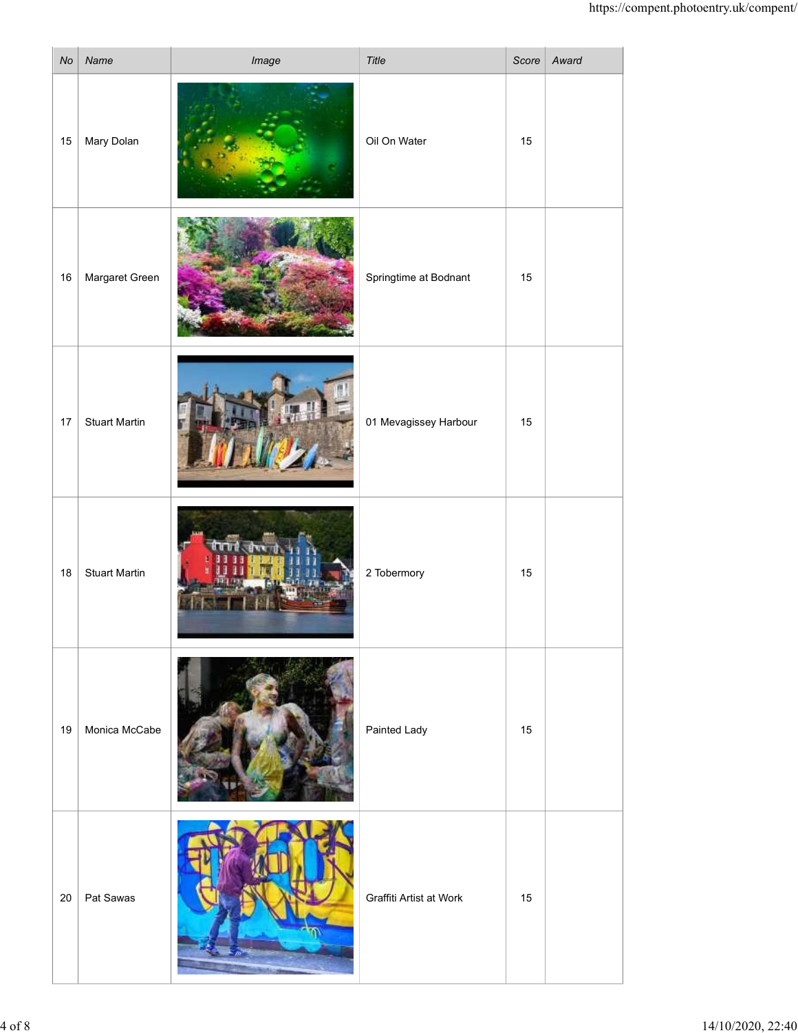| No | Name | Image | Title | Score | Award |
|---|---|---|---|---|---|
| 15 | Mary Dolan | | Oil On Water | 15 | |
| 16 | Margaret Green | | Springtime at Bodnant | 15 | |
| 17 | Stuart Martin | | 01 Mevagissey Harbour | 15 | |
| 18 | Stuart Martin | | 2 Tobermory | 15 | |
| 19 | Monica McCabe | | Painted Lady | 15 | |
| 20 | Pat Sawas | | Graffiti Artist at Work | 15 | |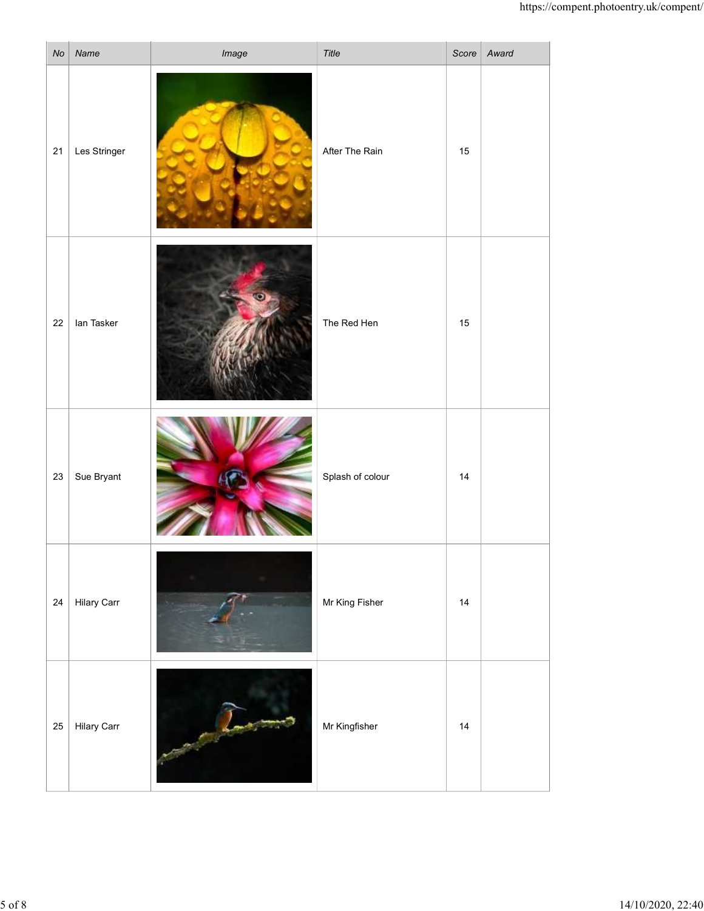| No | Name | Image | Title | Score | Award |
|---|---|---|---|---|---|
| 21 | Les Stringer | | After The Rain | 15 | |
| 22 | Ian Tasker | | The Red Hen | 15 | |
| 23 | Sue Bryant | | Splash of colour | 14 | |
| 24 | Hilary Carr | | Mr King Fisher | 14 | |
| 25 | Hilary Carr | | Mr Kingfisher | 14 | |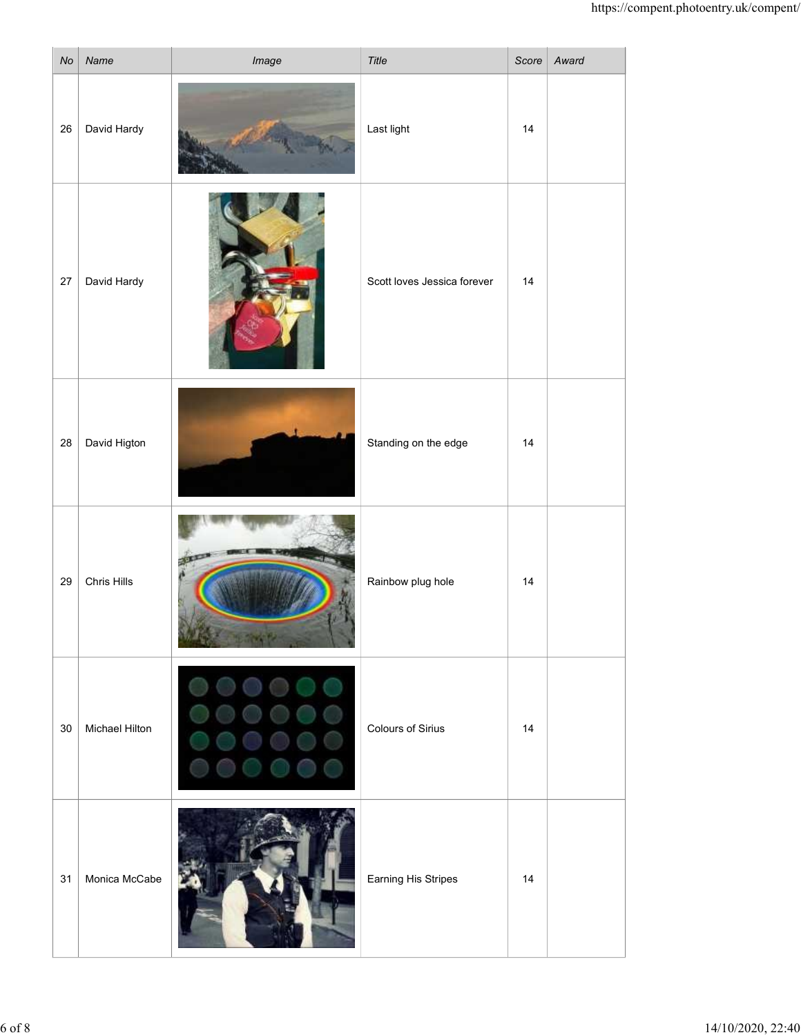| No | Name | Image | Title | Score | Award |
|---|---|---|---|---|---|
| 26 | David Hardy | | Last light | 14 | |
| 27 | David Hardy | | Scott loves Jessica forever | 14 | |
| 28 | David Higton | | Standing on the edge | 14 | |
| 29 | Chris Hills | | Rainbow plug hole | 14 | |
| 30 | Michael Hilton | | Colours of Sirius | 14 | |
| 31 | Monica McCabe | | Earning His Stripes | 14 | |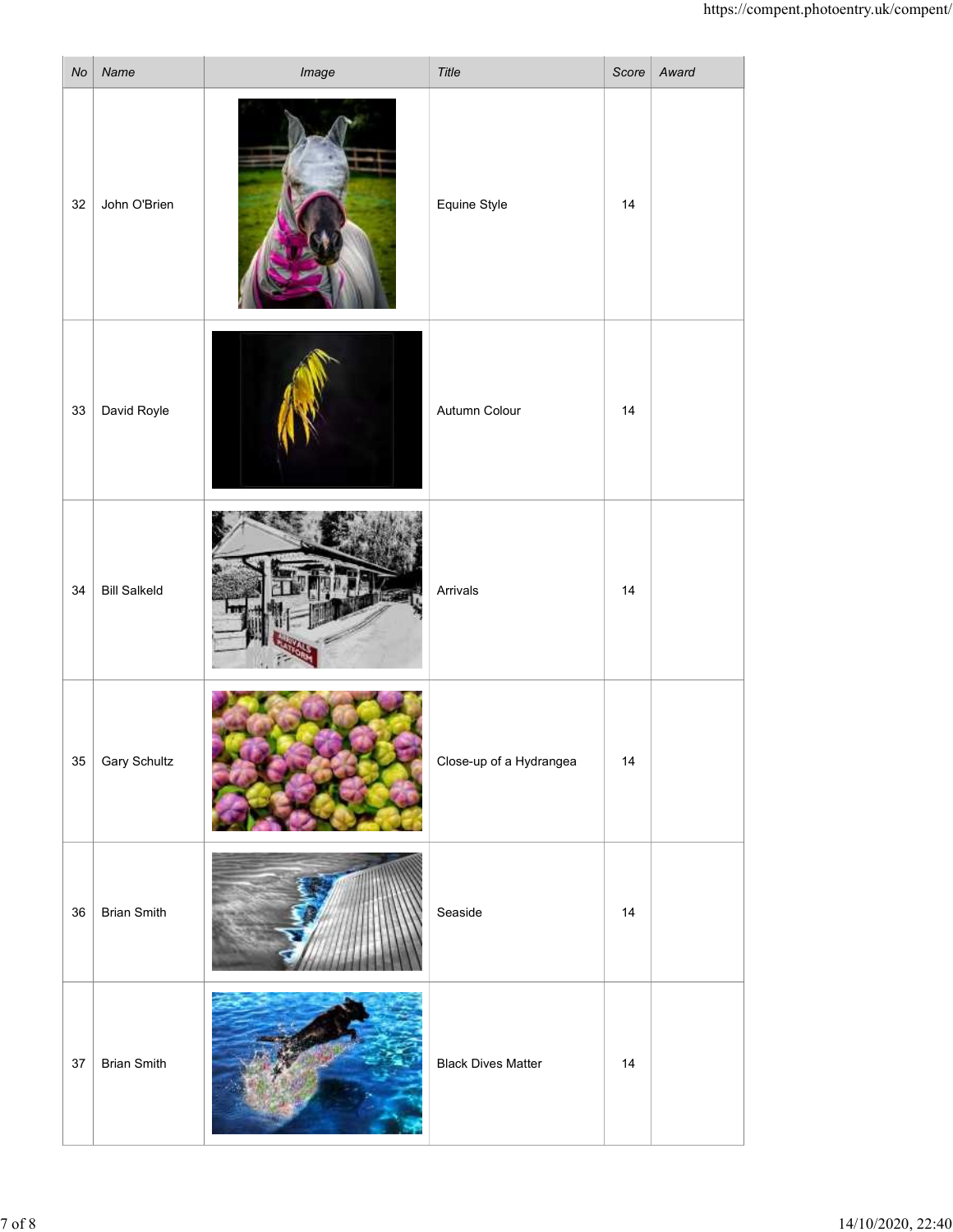| No | Name | Image | Title | Score | Award |
|---|---|---|---|---|---|
| 32 | John O'Brien | | Equine Style | 14 | |
| 33 | David Royle | | Autumn Colour | 14 | |
| 34 | Bill Salkeld | | Arrivals | 14 | |
| 35 | Gary Schultz | | Close-up of a Hydrangea | 14 | |
| 36 | Brian Smith | | Seaside | 14 | |
| 37 | Brian Smith | | Black Dives Matter | 14 | |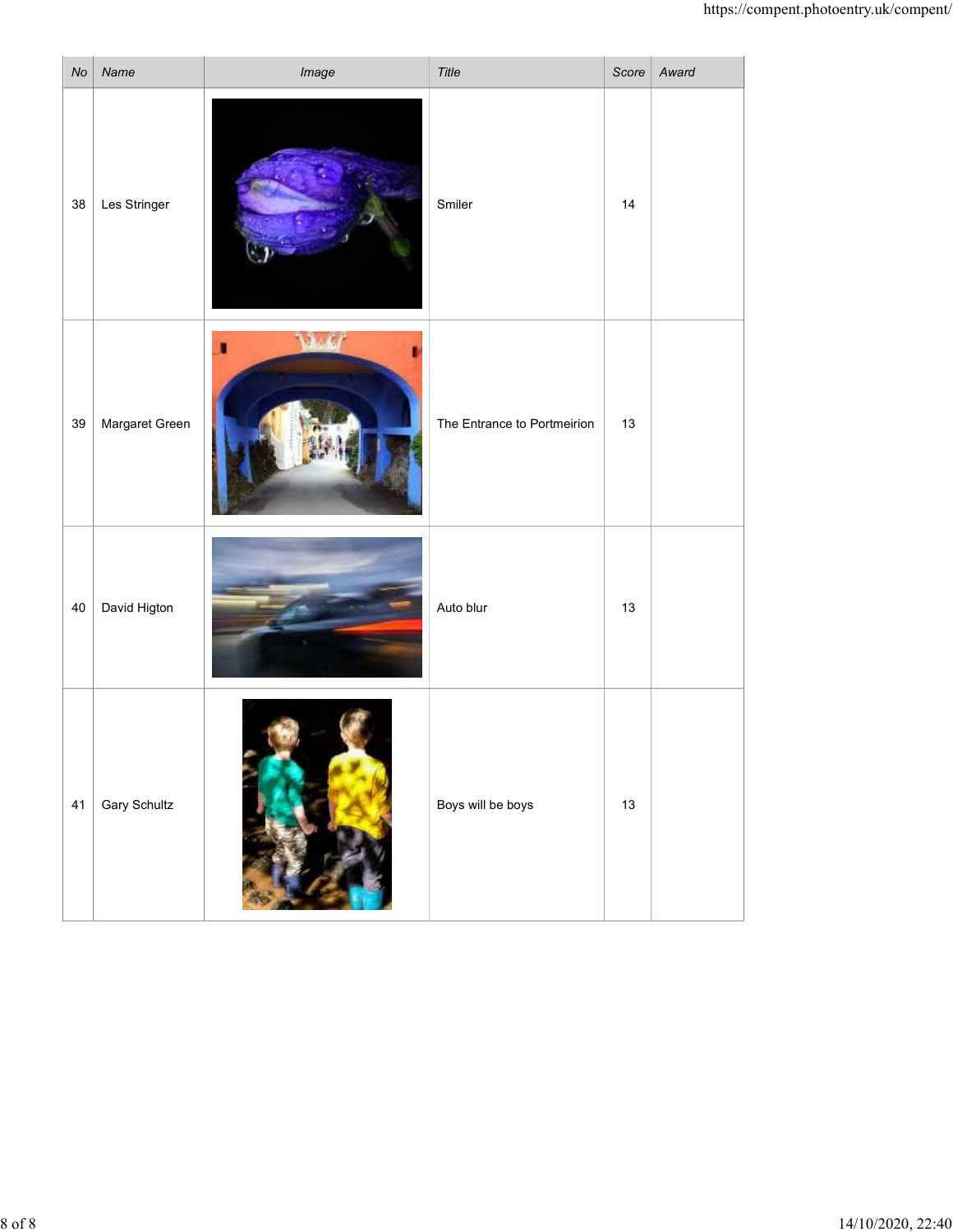| No | Name | Image | Title | Score | Award |
|---|---|---|---|---|---|
| 38 | Les Stringer | | Smiler | 14 | |
| 39 | Margaret Green | | The Entrance to Portmeirion | 13 | |
| 40 | David Higton | | Auto blur | 13 | |
| 41 | Gary Schultz | | Boys will be boys | 13 | |